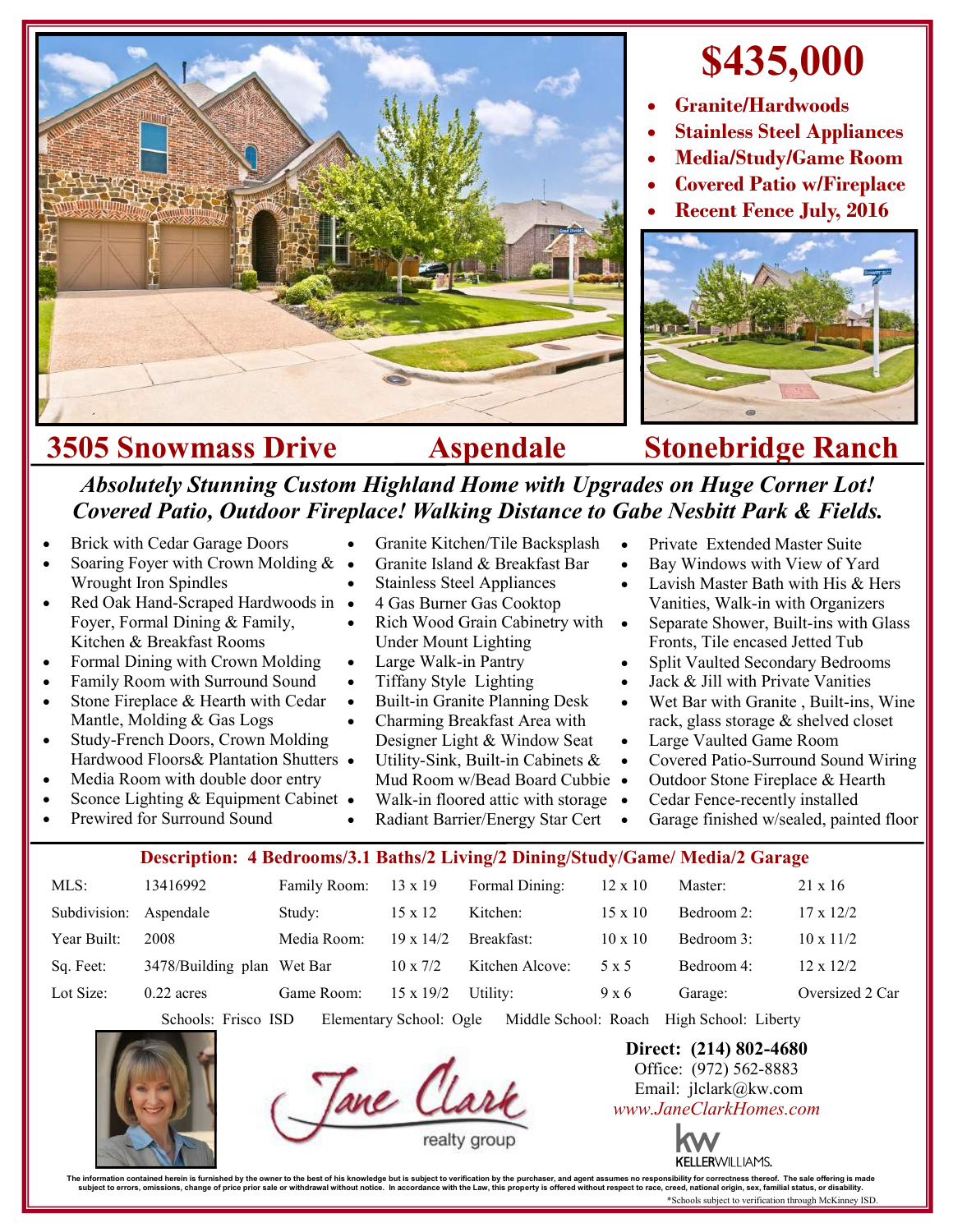# $435,000

- **Granite/Hardwoods**
- **Stainless Steel Appliances**
- **Media/Study/Game Room**
- **Covered Patio w/Fireplace**
- **Recent Fence July, 2016**

## 3505 Snowmass Drive    Aspendale    Stonebridge Ranch

***Absolutely Stunning Custom Highland Home with Upgrades on Huge Corner Lot! Covered Patio, Outdoor Fireplace! Walking Distance to Gabe Nesbitt Park & Fields.***

- Brick with Cedar Garage Doors
- Soaring Foyer with Crown Molding & Wrought Iron Spindles
- Red Oak Hand-Scraped Hardwoods in Foyer, Formal Dining & Family, Kitchen & Breakfast Rooms
- Formal Dining with Crown Molding
- Family Room with Surround Sound
- Stone Fireplace & Hearth with Cedar Mantle, Molding & Gas Logs
- Study-French Doors, Crown Molding Hardwood Floors& Plantation Shutters
- Media Room with double door entry
- Sconce Lighting & Equipment Cabinet
- Prewired for Surround Sound
- Granite Kitchen/Tile Backsplash
- Granite Island & Breakfast Bar
- Stainless Steel Appliances
- 4 Gas Burner Gas Cooktop
- Rich Wood Grain Cabinetry with Under Mount Lighting
- Large Walk-in Pantry
- Tiffany Style Lighting
- Built-in Granite Planning Desk
- Charming Breakfast Area with Designer Light & Window Seat
- Utility-Sink, Built-in Cabinets & Mud Room w/Bead Board Cubbie
- Walk-in floored attic with storage
- Radiant Barrier/Energy Star Cert
- Private Extended Master Suite
- Bay Windows with View of Yard
- Lavish Master Bath with His & Hers Vanities, Walk-in with Organizers
- Separate Shower, Built-ins with Glass Fronts, Tile encased Jetted Tub
- Split Vaulted Secondary Bedrooms
- Jack & Jill with Private Vanities
- Wet Bar with Granite , Built-ins, Wine rack, glass storage & shelved closet
- Large Vaulted Game Room
- Covered Patio-Surround Sound Wiring
- Outdoor Stone Fireplace & Hearth
- Cedar Fence-recently installed
- Garage finished w/sealed, painted floor

**Description: 4 Bedrooms/3.1 Baths/2 Living/2 Dining/Study/Game/ Media/2 Garage**

| | | | | | | | |
|---|---|---|---|---|---|---|---|
| MLS: | 13416992 | Family Room: | 13 x 19 | Formal Dining: | 12 x 10 | Master: | 21 x 16 |
| Subdivision: | Aspendale | Study: | 15 x 12 | Kitchen: | 15 x 10 | Bedroom 2: | 17 x 12/2 |
| Year Built: | 2008 | Media Room: | 19 x 14/2 | Breakfast: | 10 x 10 | Bedroom 3: | 10 x 11/2 |
| Sq. Feet: | 3478/Building plan | Wet Bar | 10 x 7/2 | Kitchen Alcove: | 5 x 5 | Bedroom 4: | 12 x 12/2 |
| Lot Size: | 0.22 acres | Game Room: | 15 x 19/2 | Utility: | 9 x 6 | Garage: | Oversized 2 Car |

Schools: Frisco ISD   Elementary School: Ogle   Middle School: Roach   High School: Liberty

Jane Clark realty group

**Direct: (214) 802-4680**
Office: (972) 562-8883
Email: jlclark@kw.com
*www.JaneClarkHomes.com*

KELLERWILLIAMS.

The information contained herein is furnished by the owner to the best of his knowledge but is subject to verification by the purchaser, and agent assumes no responsibility for correctness thereof. The sale offering is made subject to errors, omissions, change of price prior sale or withdrawal without notice. In accordance with the Law, this property is offered without respect to race, creed, national origin, sex, familial status, or disability.

*Schools subject to verification through McKinney ISD.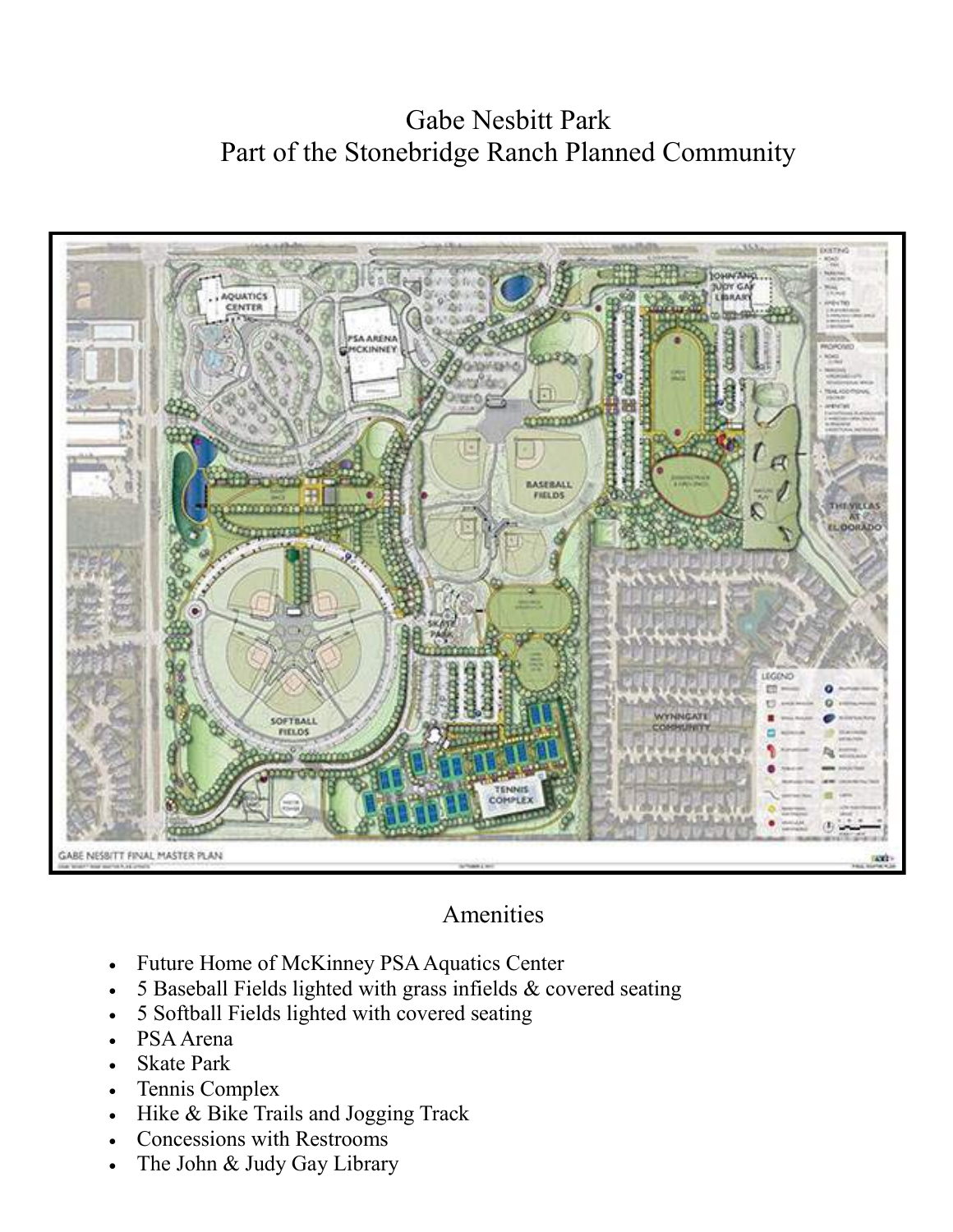# Gabe Nesbitt Park
## Part of the Stonebridge Ranch Planned Community

## Amenities

- Future Home of McKinney PSA Aquatics Center
- 5 Baseball Fields lighted with grass infields & covered seating
- 5 Softball Fields lighted with covered seating
- PSA Arena
- Skate Park
- Tennis Complex
- Hike & Bike Trails and Jogging Track
- Concessions with Restrooms
- The John & Judy Gay Library